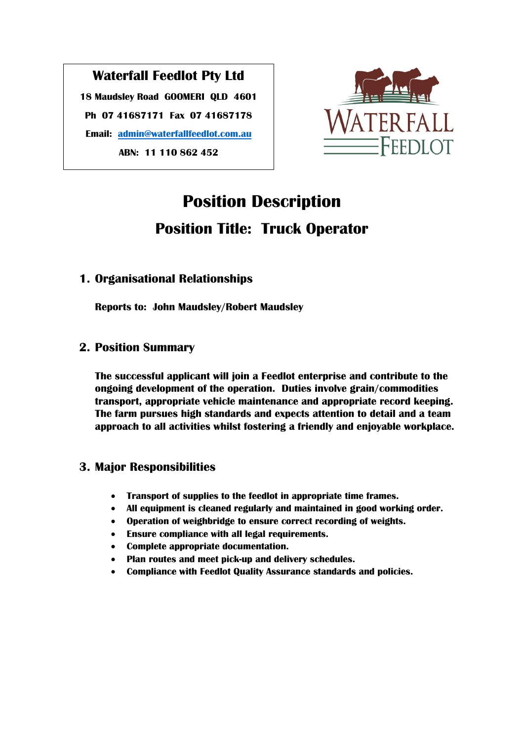**Waterfall Feedlot Pty Ltd**

**18 Maudsley Road GOOMERI QLD 4601**

**Ph 07 41687171 Fax 07 41687178**

**Email: admin@waterfallfeedlot.com.au**

**ABN: 11 110 862 452**

WATERFALL FEEDLOT

# Position Description

## Position Title: Truck Operator

### 1. Organisational Relationships

**Reports to: John Maudsley/Robert Maudsley**

### 2. Position Summary

**The successful applicant will join a Feedlot enterprise and contribute to the ongoing development of the operation. Duties involve grain/commodities transport, appropriate vehicle maintenance and appropriate record keeping. The farm pursues high standards and expects attention to detail and a team approach to all activities whilst fostering a friendly and enjoyable workplace.**

### 3. Major Responsibilities

- **Transport of supplies to the feedlot in appropriate time frames.**
- **All equipment is cleaned regularly and maintained in good working order.**
- **Operation of weighbridge to ensure correct recording of weights.**
- **Ensure compliance with all legal requirements.**
- **Complete appropriate documentation.**
- **Plan routes and meet pick-up and delivery schedules.**
- **Compliance with Feedlot Quality Assurance standards and policies.**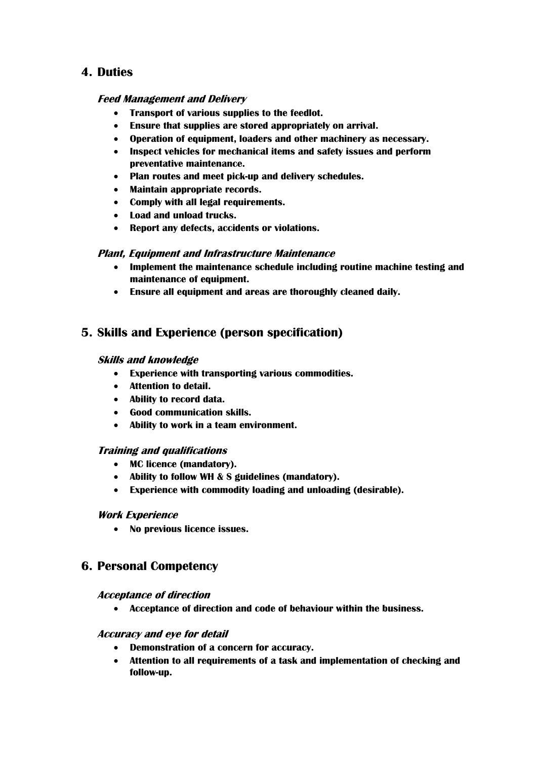## 4. Duties

### *Feed Management and Delivery*

- **Transport of various supplies to the feedlot.**
- **Ensure that supplies are stored appropriately on arrival.**
- **Operation of equipment, loaders and other machinery as necessary.**
- **Inspect vehicles for mechanical items and safety issues and perform preventative maintenance.**
- **Plan routes and meet pick-up and delivery schedules.**
- **Maintain appropriate records.**
- **Comply with all legal requirements.**
- **Load and unload trucks.**
- **Report any defects, accidents or violations.**

### *Plant, Equipment and Infrastructure Maintenance*

- **Implement the maintenance schedule including routine machine testing and maintenance of equipment.**
- **Ensure all equipment and areas are thoroughly cleaned daily.**

## 5. Skills and Experience (person specification)

### *Skills and knowledge*

- **Experience with transporting various commodities.**
- **Attention to detail.**
- **Ability to record data.**
- **Good communication skills.**
- **Ability to work in a team environment.**

### *Training and qualifications*

- **MC licence (mandatory).**
- **Ability to follow WH & S guidelines (mandatory).**
- **Experience with commodity loading and unloading (desirable).**

### *Work Experience*

- **No previous licence issues.**

## 6. Personal Competency

### *Acceptance of direction*

- **Acceptance of direction and code of behaviour within the business.**

### *Accuracy and eye for detail*

- **Demonstration of a concern for accuracy.**
- **Attention to all requirements of a task and implementation of checking and follow-up.**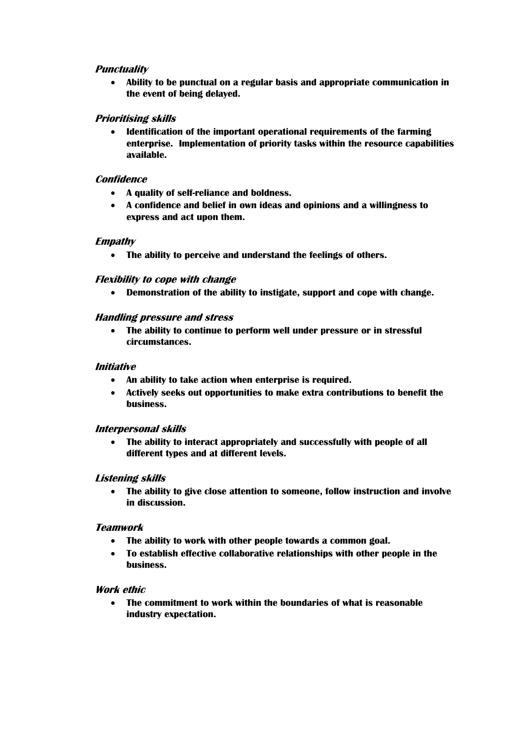***Punctuality***

- **Ability to be punctual on a regular basis and appropriate communication in the event of being delayed.**

***Prioritising skills***

- **Identification of the important operational requirements of the farming enterprise. Implementation of priority tasks within the resource capabilities available.**

***Confidence***

- **A quality of self-reliance and boldness.**
- **A confidence and belief in own ideas and opinions and a willingness to express and act upon them.**

***Empathy***

- **The ability to perceive and understand the feelings of others.**

***Flexibility to cope with change***

- **Demonstration of the ability to instigate, support and cope with change.**

***Handling pressure and stress***

- **The ability to continue to perform well under pressure or in stressful circumstances.**

***Initiative***

- **An ability to take action when enterprise is required.**
- **Actively seeks out opportunities to make extra contributions to benefit the business.**

***Interpersonal skills***

- **The ability to interact appropriately and successfully with people of all different types and at different levels.**

***Listening skills***

- **The ability to give close attention to someone, follow instruction and involve in discussion.**

***Teamwork***

- **The ability to work with other people towards a common goal.**
- **To establish effective collaborative relationships with other people in the business.**

***Work ethic***

- **The commitment to work within the boundaries of what is reasonable industry expectation.**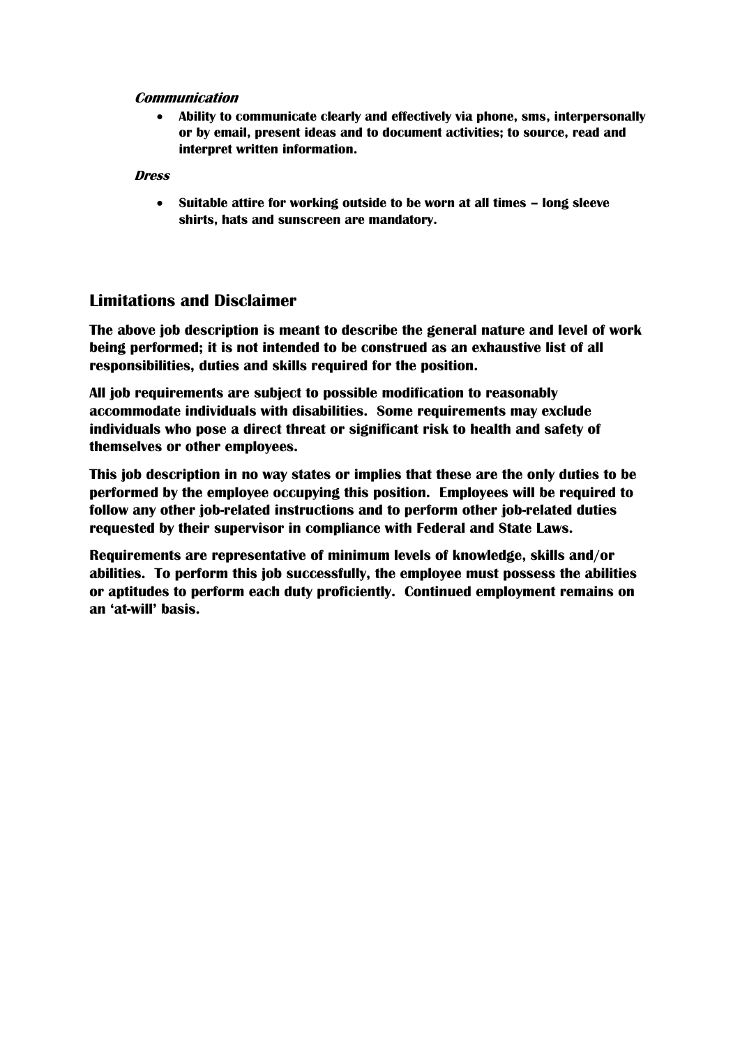***Communication***

- **Ability to communicate clearly and effectively via phone, sms, interpersonally or by email, present ideas and to document activities; to source, read and interpret written information.**

***Dress***

- **Suitable attire for working outside to be worn at all times – long sleeve shirts, hats and sunscreen are mandatory.**

## Limitations and Disclaimer

**The above job description is meant to describe the general nature and level of work being performed; it is not intended to be construed as an exhaustive list of all responsibilities, duties and skills required for the position.**

**All job requirements are subject to possible modification to reasonably accommodate individuals with disabilities. Some requirements may exclude individuals who pose a direct threat or significant risk to health and safety of themselves or other employees.**

**This job description in no way states or implies that these are the only duties to be performed by the employee occupying this position. Employees will be required to follow any other job-related instructions and to perform other job-related duties requested by their supervisor in compliance with Federal and State Laws.**

**Requirements are representative of minimum levels of knowledge, skills and/or abilities. To perform this job successfully, the employee must possess the abilities or aptitudes to perform each duty proficiently. Continued employment remains on an 'at-will' basis.**